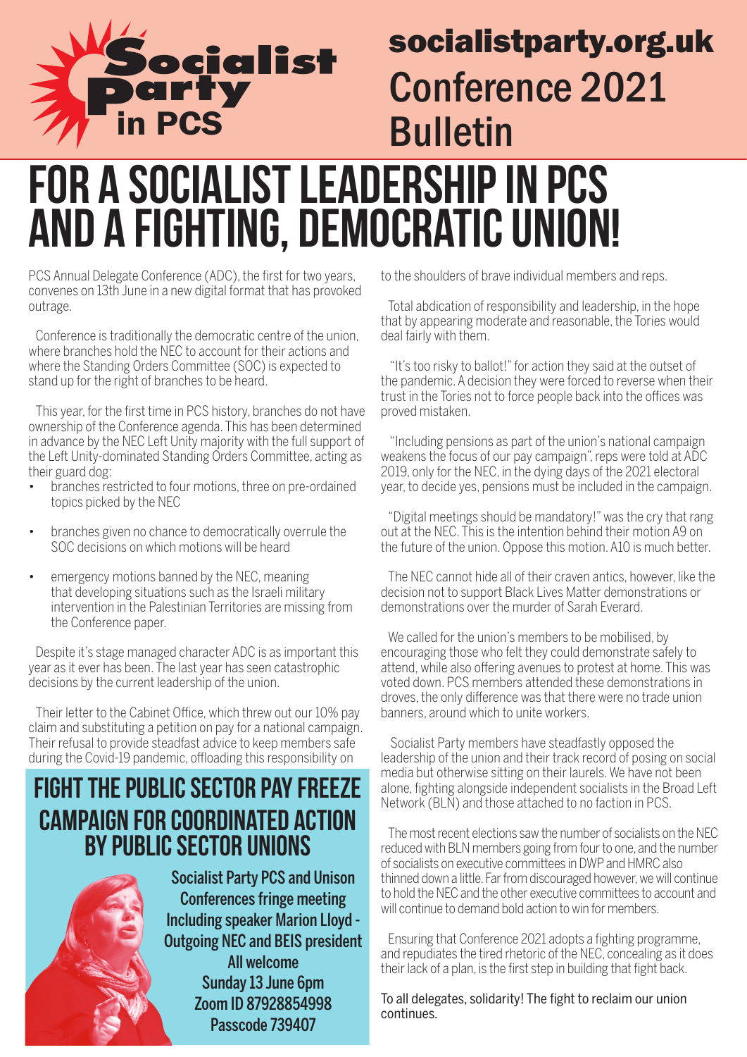Socialist Party in PCS

socialistparty.org.uk

Conference 2021 Bulletin

# FOR A SOCIALIST LEADERSHIP IN PCS AND A FIGHTING, DEMOCRATIC UNION!

PCS Annual Delegate Conference (ADC), the first for two years, convenes on 13th June in a new digital format that has provoked outrage.

Conference is traditionally the democratic centre of the union, where branches hold the NEC to account for their actions and where the Standing Orders Committee (SOC) is expected to stand up for the right of branches to be heard.

This year, for the first time in PCS history, branches do not have ownership of the Conference agenda. This has been determined in advance by the NEC Left Unity majority with the full support of the Left Unity-dominated Standing Orders Committee, acting as their guard dog:

- branches restricted to four motions, three on pre-ordained topics picked by the NEC
- branches given no chance to democratically overrule the SOC decisions on which motions will be heard
- emergency motions banned by the NEC, meaning that developing situations such as the Israeli military intervention in the Palestinian Territories are missing from the Conference paper.

Despite it's stage managed character ADC is as important this year as it ever has been. The last year has seen catastrophic decisions by the current leadership of the union.

Their letter to the Cabinet Office, which threw out our 10% pay claim and substituting a petition on pay for a national campaign. Their refusal to provide steadfast advice to keep members safe during the Covid-19 pandemic, offloading this responsibility on to the shoulders of brave individual members and reps.

Total abdication of responsibility and leadership, in the hope that by appearing moderate and reasonable, the Tories would deal fairly with them.

"It's too risky to ballot!" for action they said at the outset of the pandemic. A decision they were forced to reverse when their trust in the Tories not to force people back into the offices was proved mistaken.

"Including pensions as part of the union's national campaign weakens the focus of our pay campaign", reps were told at ADC 2019, only for the NEC, in the dying days of the 2021 electoral year, to decide yes, pensions must be included in the campaign.

"Digital meetings should be mandatory!" was the cry that rang out at the NEC. This is the intention behind their motion A9 on the future of the union. Oppose this motion. A10 is much better.

The NEC cannot hide all of their craven antics, however, like the decision not to support Black Lives Matter demonstrations or demonstrations over the murder of Sarah Everard.

We called for the union's members to be mobilised, by encouraging those who felt they could demonstrate safely to attend, while also offering avenues to protest at home. This was voted down. PCS members attended these demonstrations in droves, the only difference was that there were no trade union banners, around which to unite workers.

Socialist Party members have steadfastly opposed the leadership of the union and their track record of posing on social media but otherwise sitting on their laurels. We have not been alone, fighting alongside independent socialists in the Broad Left Network (BLN) and those attached to no faction in PCS.

The most recent elections saw the number of socialists on the NEC reduced with BLN members going from four to one, and the number of socialists on executive committees in DWP and HMRC also thinned down a little. Far from discouraged however, we will continue to hold the NEC and the other executive committees to account and will continue to demand bold action to win for members.

Ensuring that Conference 2021 adopts a fighting programme, and repudiates the tired rhetoric of the NEC, concealing as it does their lack of a plan, is the first step in building that fight back.

To all delegates, solidarity! The fight to reclaim our union continues.

## FIGHT THE PUBLIC SECTOR PAY FREEZE
## CAMPAIGN FOR COORDINATED ACTION BY PUBLIC SECTOR UNIONS

**Socialist Party PCS and Unison Conferences fringe meeting**
**Including speaker Marion Lloyd - Outgoing NEC and BEIS president**
**All welcome**
**Sunday 13 June 6pm**
**Zoom ID 87928854998**
**Passcode 739407**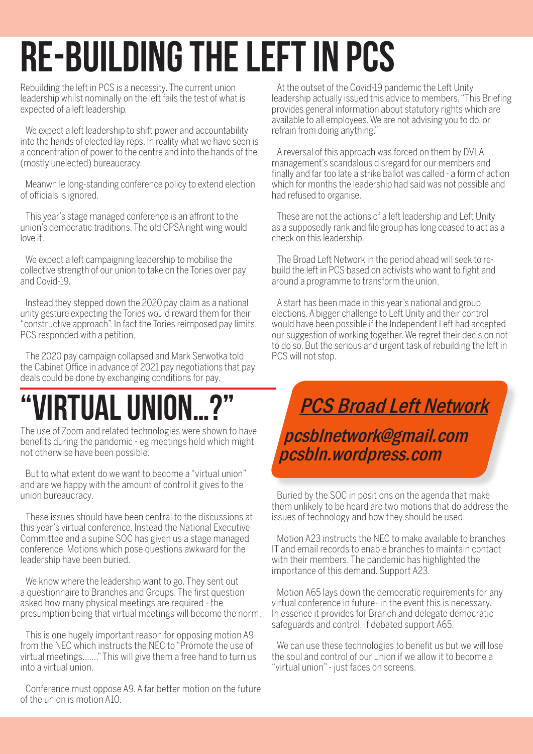# RE-BUILDING THE LEFT IN PCS

Rebuilding the left in PCS is a necessity. The current union leadership whilst nominally on the left fails the test of what is expected of a left leadership.

We expect a left leadership to shift power and accountability into the hands of elected lay reps. In reality what we have seen is a concentration of power to the centre and into the hands of the (mostly unelected) bureaucracy.

Meanwhile long-standing conference policy to extend election of officials is ignored.

This year's stage managed conference is an affront to the union's democratic traditions. The old CPSA right wing would love it.

We expect a left campaigning leadership to mobilise the collective strength of our union to take on the Tories over pay and Covid-19.

Instead they stepped down the 2020 pay claim as a national unity gesture expecting the Tories would reward them for their "constructive approach". In fact the Tories reimposed pay limits. PCS responded with a petition.

The 2020 pay campaign collapsed and Mark Serwotka told the Cabinet Office in advance of 2021 pay negotiations that pay deals could be done by exchanging conditions for pay.

At the outset of the Covid-19 pandemic the Left Unity leadership actually issued this advice to members. "This Briefing provides general information about statutory rights which are available to all employees. We are not advising you to do, or refrain from doing anything."

A reversal of this approach was forced on them by DVLA management's scandalous disregard for our members and finally and far too late a strike ballot was called - a form of action which for months the leadership had said was not possible and had refused to organise.

These are not the actions of a left leadership and Left Unity as a supposedly rank and file group has long ceased to act as a check on this leadership.

The Broad Left Network in the period ahead will seek to re-build the left in PCS based on activists who want to fight and around a programme to transform the union.

A start has been made in this year's national and group elections. A bigger challenge to Left Unity and their control would have been possible if the Independent Left had accepted our suggestion of working together. We regret their decision not to do so. But the serious and urgent task of rebuilding the left in PCS will not stop.

# "VIRTUAL UNION...?"

The use of Zoom and related technologies were shown to have benefits during the pandemic - eg meetings held which might not otherwise have been possible.

But to what extent do we want to become a "virtual union" and are we happy with the amount of control it gives to the union bureaucracy.

These issues should have been central to the discussions at this year's virtual conference. Instead the National Executive Committee and a supine SOC has given us a stage managed conference. Motions which pose questions awkward for the leadership have been buried.

We know where the leadership want to go. They sent out a questionnaire to Branches and Groups. The first question asked how many physical meetings are required - the presumption being that virtual meetings will become the norm.

This is one hugely important reason for opposing motion A9 from the NEC which instructs the NEC to "Promote the use of virtual meetings......." This will give them a free hand to turn us into a virtual union.

Conference must oppose A9. A far better motion on the future of the union is motion A10.

***PCS Broad Left Network***

***pcsblnetwork@gmail.com***
***pcsbln.wordpress.com***

Buried by the SOC in positions on the agenda that make them unlikely to be heard are two motions that do address the issues of technology and how they should be used.

Motion A23 instructs the NEC to make available to branches IT and email records to enable branches to maintain contact with their members. The pandemic has highlighted the importance of this demand. Support A23.

Motion A65 lays down the democratic requirements for any virtual conference in future- in the event this is necessary. In essence it provides for Branch and delegate democratic safeguards and control. If debated support A65.

We can use these technologies to benefit us but we will lose the soul and control of our union if we allow it to become a "virtual union" - just faces on screens.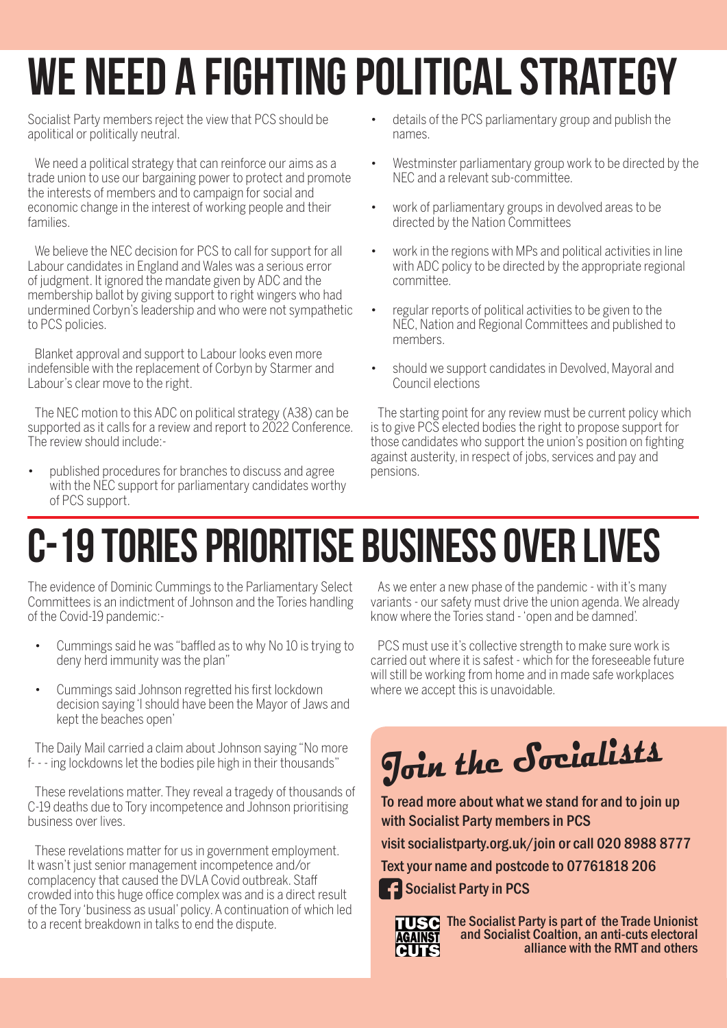# WE NEED A FIGHTING POLITICAL STRATEGY

Socialist Party members reject the view that PCS should be apolitical or politically neutral.

We need a political strategy that can reinforce our aims as a trade union to use our bargaining power to protect and promote the interests of members and to campaign for social and economic change in the interest of working people and their families.

We believe the NEC decision for PCS to call for support for all Labour candidates in England and Wales was a serious error of judgment. It ignored the mandate given by ADC and the membership ballot by giving support to right wingers who had undermined Corbyn's leadership and who were not sympathetic to PCS policies.

Blanket approval and support to Labour looks even more indefensible with the replacement of Corbyn by Starmer and Labour's clear move to the right.

The NEC motion to this ADC on political strategy (A38) can be supported as it calls for a review and report to 2022 Conference. The review should include:-

- published procedures for branches to discuss and agree with the NEC support for parliamentary candidates worthy of PCS support.
- details of the PCS parliamentary group and publish the names.
- Westminster parliamentary group work to be directed by the NEC and a relevant sub-committee.
- work of parliamentary groups in devolved areas to be directed by the Nation Committees
- work in the regions with MPs and political activities in line with ADC policy to be directed by the appropriate regional committee.
- regular reports of political activities to be given to the NEC, Nation and Regional Committees and published to members.
- should we support candidates in Devolved, Mayoral and Council elections

The starting point for any review must be current policy which is to give PCS elected bodies the right to propose support for those candidates who support the union's position on fighting against austerity, in respect of jobs, services and pay and pensions.

# C-19 TORIES PRIORITISE BUSINESS OVER LIVES

The evidence of Dominic Cummings to the Parliamentary Select Committees is an indictment of Johnson and the Tories handling of the Covid-19 pandemic:-

- Cummings said he was "baffled as to why No 10 is trying to deny herd immunity was the plan"
- Cummings said Johnson regretted his first lockdown decision saying 'I should have been the Mayor of Jaws and kept the beaches open'

The Daily Mail carried a claim about Johnson saying "No more f- - - ing lockdowns let the bodies pile high in their thousands"

These revelations matter. They reveal a tragedy of thousands of C-19 deaths due to Tory incompetence and Johnson prioritising business over lives.

These revelations matter for us in government employment. It wasn't just senior management incompetence and/or complacency that caused the DVLA Covid outbreak. Staff crowded into this huge office complex was and is a direct result of the Tory 'business as usual' policy. A continuation of which led to a recent breakdown in talks to end the dispute.

As we enter a new phase of the pandemic - with it's many variants - our safety must drive the union agenda. We already know where the Tories stand - 'open and be damned'.

PCS must use it's collective strength to make sure work is carried out where it is safest - which for the foreseeable future will still be working from home and in made safe workplaces where we accept this is unavoidable.

## Join the Socialists

**To read more about what we stand for and to join up with Socialist Party members in PCS**

**visit socialistparty.org.uk/join or call 020 8988 8777**

**Text your name and postcode to 07761818 206**

**Socialist Party in PCS**

TUSC AGAINST CUTS

**The Socialist Party is part of the Trade Unionist and Socialist Coaltion, an anti-cuts electoral alliance with the RMT and others**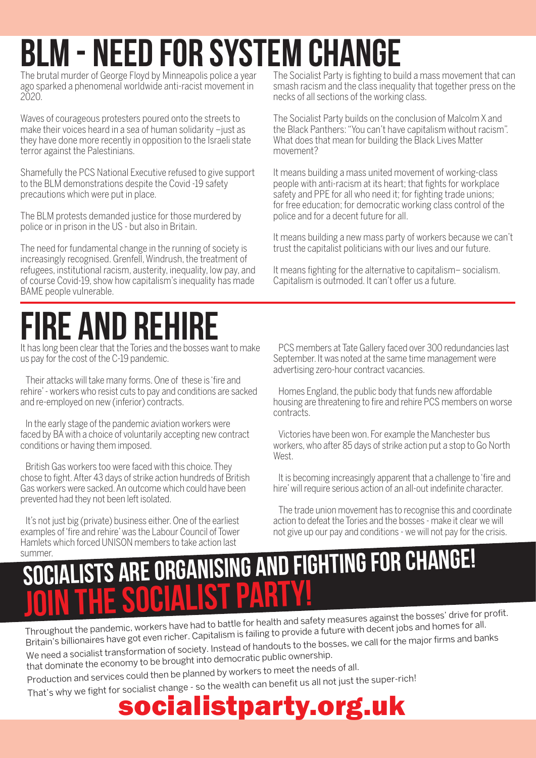# BLM - NEED FOR SYSTEM CHANGE

The brutal murder of George Floyd by Minneapolis police a year ago sparked a phenomenal worldwide anti-racist movement in 2020.

Waves of courageous protesters poured onto the streets to make their voices heard in a sea of human solidarity –just as they have done more recently in opposition to the Israeli state terror against the Palestinians.

Shamefully the PCS National Executive refused to give support to the BLM demonstrations despite the Covid -19 safety precautions which were put in place.

The BLM protests demanded justice for those murdered by police or in prison in the US - but also in Britain.

The need for fundamental change in the running of society is increasingly recognised. Grenfell, Windrush, the treatment of refugees, institutional racism, austerity, inequality, low pay, and of course Covid-19, show how capitalism's inequality has made BAME people vulnerable.

The Socialist Party is fighting to build a mass movement that can smash racism and the class inequality that together press on the necks of all sections of the working class.

The Socialist Party builds on the conclusion of Malcolm X and the Black Panthers: "You can't have capitalism without racism". What does that mean for building the Black Lives Matter movement?

It means building a mass united movement of working-class people with anti-racism at its heart; that fights for workplace safety and PPE for all who need it; for fighting trade unions; for free education; for democratic working class control of the police and for a decent future for all.

It means building a new mass party of workers because we can't trust the capitalist politicians with our lives and our future.

It means fighting for the alternative to capitalism– socialism. Capitalism is outmoded. It can't offer us a future.

# FIRE AND REHIRE

It has long been clear that the Tories and the bosses want to make us pay for the cost of the C-19 pandemic.

Their attacks will take many forms. One of these is 'fire and rehire' - workers who resist cuts to pay and conditions are sacked and re-employed on new (inferior) contracts.

In the early stage of the pandemic aviation workers were faced by BA with a choice of voluntarily accepting new contract conditions or having them imposed.

British Gas workers too were faced with this choice. They chose to fight. After 43 days of strike action hundreds of British Gas workers were sacked. An outcome which could have been prevented had they not been left isolated.

It's not just big (private) business either. One of the earliest examples of 'fire and rehire' was the Labour Council of Tower Hamlets which forced UNISON members to take action last summer.

PCS members at Tate Gallery faced over 300 redundancies last September. It was noted at the same time management were advertising zero-hour contract vacancies.

Homes England, the public body that funds new affordable housing are threatening to fire and rehire PCS members on worse contracts.

Victories have been won. For example the Manchester bus workers, who after 85 days of strike action put a stop to Go North West.

It is becoming increasingly apparent that a challenge to 'fire and hire' will require serious action of an all-out indefinite character.

The trade union movement has to recognise this and coordinate action to defeat the Tories and the bosses - make it clear we will not give up our pay and conditions - we will not pay for the crisis.

# SOCIALISTS ARE ORGANISING AND FIGHTING FOR CHANGE!

## JOIN THE SOCIALIST PARTY!

Throughout the pandemic, workers have had to battle for health and safety measures against the bosses' drive for profit. Britain's billionaires have got even richer. Capitalism is failing to provide a future with decent jobs and homes for all.

We need a socialist transformation of society. Instead of handouts to the bosses, we call for the major firms and banks that dominate the economy to be brought into democratic public ownership.

Production and services could then be planned by workers to meet the needs of all.

That's why we fight for socialist change - so the wealth can benefit us all not just the super-rich!

**socialistparty.org.uk**